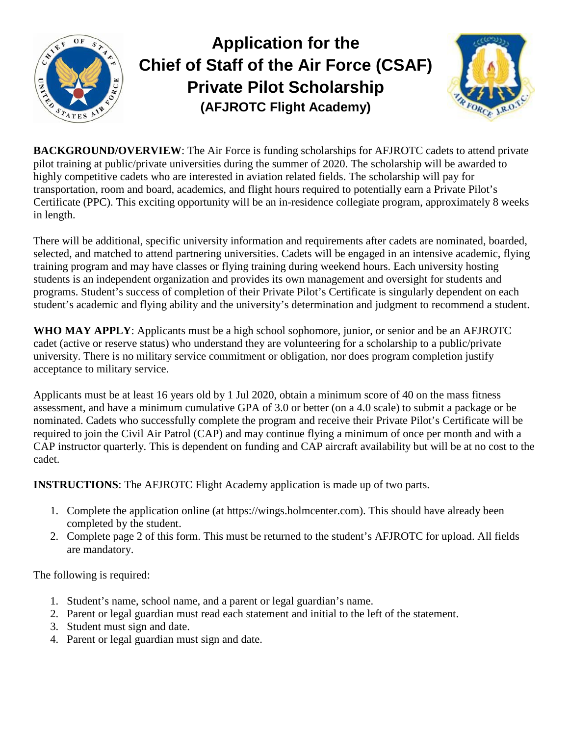# Application for the Chief of Staff of the Air Force (CSAF) Private Pilot Scholarship

## (AFJROTC Flight Academy)

**BACKGROUND/OVERVIEW**: The Air Force is funding scholarships for AFJROTC cadets to attend private pilot training at public/private universities during the summer of 2020. The scholarship will be awarded to highly competitive cadets who are interested in aviation related fields. The scholarship will pay for transportation, room and board, academics, and flight hours required to potentially earn a Private Pilot's Certificate (PPC). This exciting opportunity will be an in-residence collegiate program, approximately 8 weeks in length.

There will be additional, specific university information and requirements after cadets are nominated, boarded, selected, and matched to attend partnering universities. Cadets will be engaged in an intensive academic, flying training program and may have classes or flying training during weekend hours. Each university hosting students is an independent organization and provides its own management and oversight for students and programs. Student's success of completion of their Private Pilot's Certificate is singularly dependent on each student's academic and flying ability and the university's determination and judgment to recommend a student.

**WHO MAY APPLY**: Applicants must be a high school sophomore, junior, or senior and be an AFJROTC cadet (active or reserve status) who understand they are volunteering for a scholarship to a public/private university. There is no military service commitment or obligation, nor does program completion justify acceptance to military service.

Applicants must be at least 16 years old by 1 Jul 2020, obtain a minimum score of 40 on the mass fitness assessment, and have a minimum cumulative GPA of 3.0 or better (on a 4.0 scale) to submit a package or be nominated. Cadets who successfully complete the program and receive their Private Pilot's Certificate will be required to join the Civil Air Patrol (CAP) and may continue flying a minimum of once per month and with a CAP instructor quarterly. This is dependent on funding and CAP aircraft availability but will be at no cost to the cadet.

**INSTRUCTIONS**: The AFJROTC Flight Academy application is made up of two parts.

1. Complete the application online (at https://wings.holmcenter.com). This should have already been completed by the student.
2. Complete page 2 of this form. This must be returned to the student's AFJROTC for upload. All fields are mandatory.

The following is required:

1. Student's name, school name, and a parent or legal guardian's name.
2. Parent or legal guardian must read each statement and initial to the left of the statement.
3. Student must sign and date.
4. Parent or legal guardian must sign and date.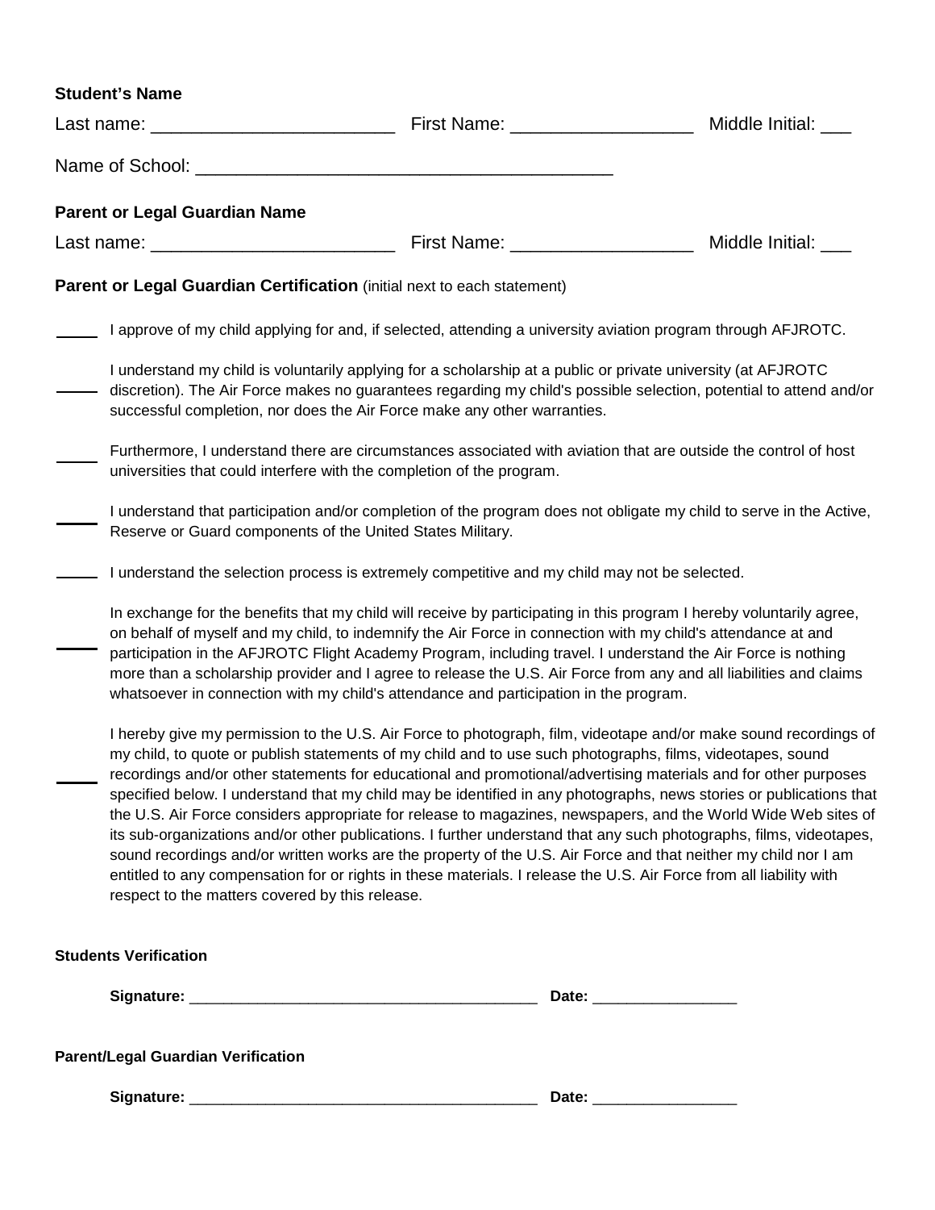**Student's Name**

Last name: ________________________ First Name: __________________ Middle Initial: ___

Name of School: _________________________________________

**Parent or Legal Guardian Name**

Last name: ________________________ First Name: __________________ Middle Initial: ___

**Parent or Legal Guardian Certification** (initial next to each statement)

_____ I approve of my child applying for and, if selected, attending a university aviation program through AFJROTC.

_____ I understand my child is voluntarily applying for a scholarship at a public or private university (at AFJROTC discretion). The Air Force makes no guarantees regarding my child's possible selection, potential to attend and/or successful completion, nor does the Air Force make any other warranties.

_____ Furthermore, I understand there are circumstances associated with aviation that are outside the control of host universities that could interfere with the completion of the program.

_____ I understand that participation and/or completion of the program does not obligate my child to serve in the Active, Reserve or Guard components of the United States Military.

_____ I understand the selection process is extremely competitive and my child may not be selected.

_____ In exchange for the benefits that my child will receive by participating in this program I hereby voluntarily agree, on behalf of myself and my child, to indemnify the Air Force in connection with my child's attendance at and participation in the AFJROTC Flight Academy Program, including travel. I understand the Air Force is nothing more than a scholarship provider and I agree to release the U.S. Air Force from any and all liabilities and claims whatsoever in connection with my child's attendance and participation in the program.

_____ I hereby give my permission to the U.S. Air Force to photograph, film, videotape and/or make sound recordings of my child, to quote or publish statements of my child and to use such photographs, films, videotapes, sound recordings and/or other statements for educational and promotional/advertising materials and for other purposes specified below. I understand that my child may be identified in any photographs, news stories or publications that the U.S. Air Force considers appropriate for release to magazines, newspapers, and the World Wide Web sites of its sub-organizations and/or other publications. I further understand that any such photographs, films, videotapes, sound recordings and/or written works are the property of the U.S. Air Force and that neither my child nor I am entitled to any compensation for or rights in these materials. I release the U.S. Air Force from all liability with respect to the matters covered by this release.

**Students Verification**

**Signature:** ________________________________________ **Date:** ________________

**Parent/Legal Guardian Verification**

**Signature:** ________________________________________ **Date:** ________________